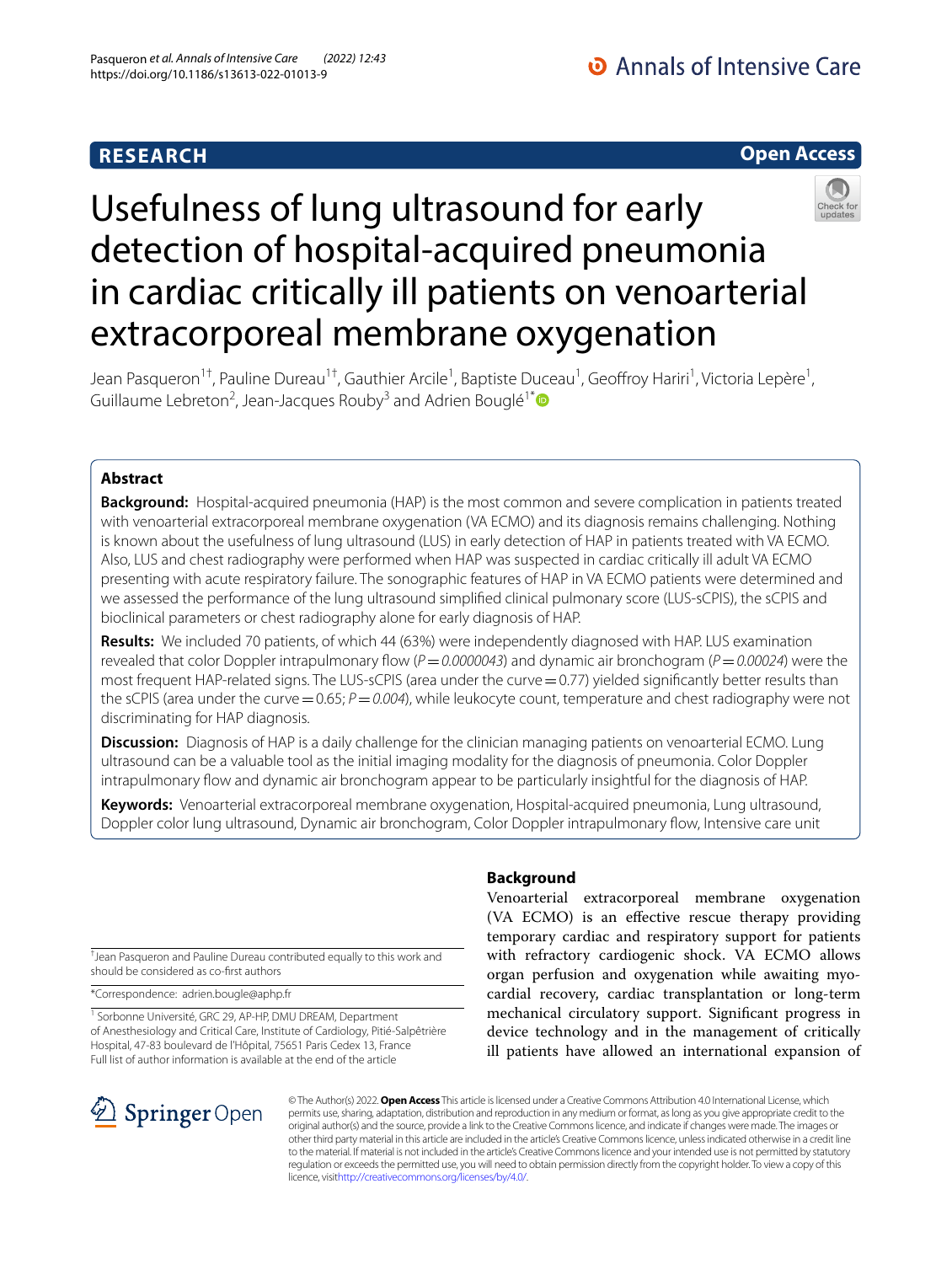RESEARCH

Open Access

# Usefulness of lung ultrasound for early detection of hospital-acquired pneumonia in cardiac critically ill patients on venoarterial extracorporeal membrane oxygenation

Jean Pasqueron[1†], Pauline Dureau[1†], Gauthier Arcile[1], Baptiste Duceau[1], Geoffroy Hariri[1], Victoria Lepère[1], Guillaume Lebreton[2], Jean-Jacques Rouby[3] and Adrien Bouglé[1*]

## Abstract

**Background:** Hospital-acquired pneumonia (HAP) is the most common and severe complication in patients treated with venoarterial extracorporeal membrane oxygenation (VA ECMO) and its diagnosis remains challenging. Nothing is known about the usefulness of lung ultrasound (LUS) in early detection of HAP in patients treated with VA ECMO. Also, LUS and chest radiography were performed when HAP was suspected in cardiac critically ill adult VA ECMO presenting with acute respiratory failure. The sonographic features of HAP in VA ECMO patients were determined and we assessed the performance of the lung ultrasound simplified clinical pulmonary score (LUS-sCPIS), the sCPIS and bioclinical parameters or chest radiography alone for early diagnosis of HAP.

**Results:** We included 70 patients, of which 44 (63%) were independently diagnosed with HAP. LUS examination revealed that color Doppler intrapulmonary flow ($P = 0.0000043$) and dynamic air bronchogram ($P = 0.00024$) were the most frequent HAP-related signs. The LUS-sCPIS (area under the curve = 0.77) yielded significantly better results than the sCPIS (area under the curve = 0.65; $P = 0.004$), while leukocyte count, temperature and chest radiography were not discriminating for HAP diagnosis.

**Discussion:** Diagnosis of HAP is a daily challenge for the clinician managing patients on venoarterial ECMO. Lung ultrasound can be a valuable tool as the initial imaging modality for the diagnosis of pneumonia. Color Doppler intrapulmonary flow and dynamic air bronchogram appear to be particularly insightful for the diagnosis of HAP.

**Keywords:** Venoarterial extracorporeal membrane oxygenation, Hospital-acquired pneumonia, Lung ultrasound, Doppler color lung ultrasound, Dynamic air bronchogram, Color Doppler intrapulmonary flow, Intensive care unit

## Background

Venoarterial extracorporeal membrane oxygenation (VA ECMO) is an effective rescue therapy providing temporary cardiac and respiratory support for patients with refractory cardiogenic shock. VA ECMO allows organ perfusion and oxygenation while awaiting myocardial recovery, cardiac transplantation or long-term mechanical circulatory support. Significant progress in device technology and in the management of critically ill patients have allowed an international expansion of

† Jean Pasqueron and Pauline Dureau contributed equally to this work and should be considered as co-first authors

*Correspondence: adrien.bougle@aphp.fr

[1] Sorbonne Université, GRC 29, AP-HP, DMU DREAM, Department of Anesthesiology and Critical Care, Institute of Cardiology, Pitié-Salpêtrière Hospital, 47-83 boulevard de l'Hôpital, 75651 Paris Cedex 13, France
Full list of author information is available at the end of the article

© The Author(s) 2022. **Open Access** This article is licensed under a Creative Commons Attribution 4.0 International License, which permits use, sharing, adaptation, distribution and reproduction in any medium or format, as long as you give appropriate credit to the original author(s) and the source, provide a link to the Creative Commons licence, and indicate if changes were made. The images or other third party material in this article are included in the article's Creative Commons licence, unless indicated otherwise in a credit line to the material. If material is not included in the article's Creative Commons licence and your intended use is not permitted by statutory regulation or exceeds the permitted use, you will need to obtain permission directly from the copyright holder. To view a copy of this licence, visit http://creativecommons.org/licenses/by/4.0/.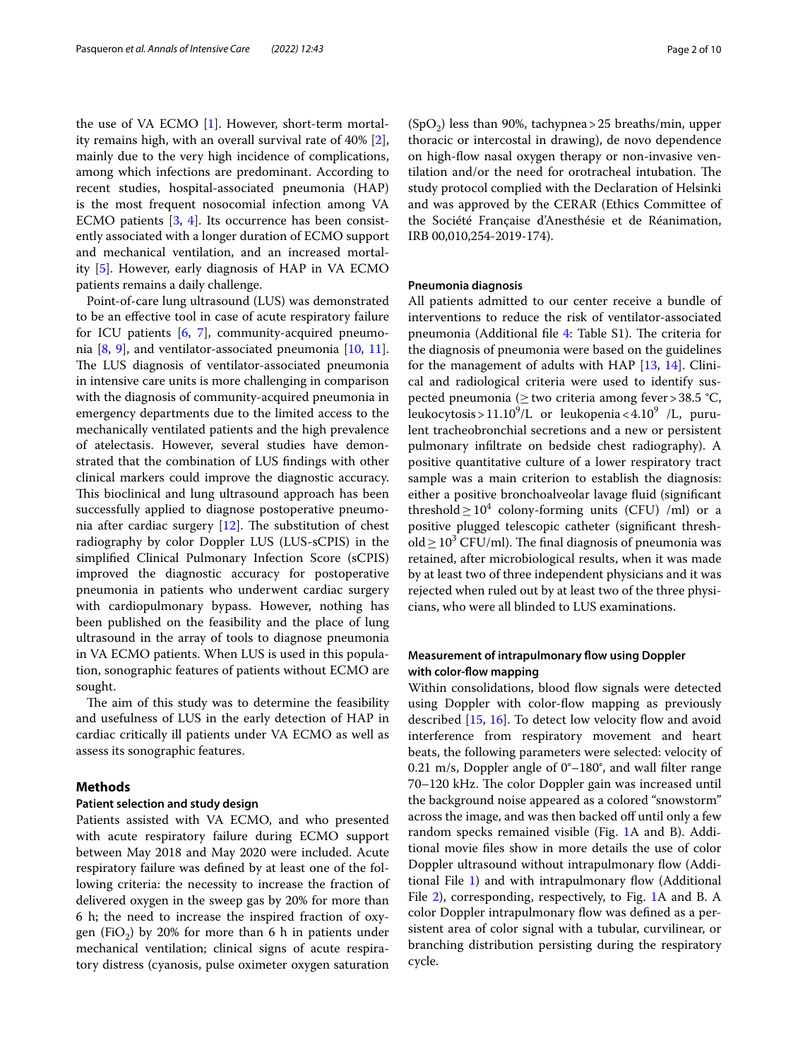the use of VA ECMO [1]. However, short-term mortality remains high, with an overall survival rate of 40% [2], mainly due to the very high incidence of complications, among which infections are predominant. According to recent studies, hospital-associated pneumonia (HAP) is the most frequent nosocomial infection among VA ECMO patients [3, 4]. Its occurrence has been consistently associated with a longer duration of ECMO support and mechanical ventilation, and an increased mortality [5]. However, early diagnosis of HAP in VA ECMO patients remains a daily challenge.

Point-of-care lung ultrasound (LUS) was demonstrated to be an effective tool in case of acute respiratory failure for ICU patients [6, 7], community-acquired pneumonia [8, 9], and ventilator-associated pneumonia [10, 11]. The LUS diagnosis of ventilator-associated pneumonia in intensive care units is more challenging in comparison with the diagnosis of community-acquired pneumonia in emergency departments due to the limited access to the mechanically ventilated patients and the high prevalence of atelectasis. However, several studies have demonstrated that the combination of LUS findings with other clinical markers could improve the diagnostic accuracy. This bioclinical and lung ultrasound approach has been successfully applied to diagnose postoperative pneumonia after cardiac surgery [12]. The substitution of chest radiography by color Doppler LUS (LUS-sCPIS) in the simplified Clinical Pulmonary Infection Score (sCPIS) improved the diagnostic accuracy for postoperative pneumonia in patients who underwent cardiac surgery with cardiopulmonary bypass. However, nothing has been published on the feasibility and the place of lung ultrasound in the array of tools to diagnose pneumonia in VA ECMO patients. When LUS is used in this population, sonographic features of patients without ECMO are sought.

The aim of this study was to determine the feasibility and usefulness of LUS in the early detection of HAP in cardiac critically ill patients under VA ECMO as well as assess its sonographic features.

## Methods

### Patient selection and study design

Patients assisted with VA ECMO, and who presented with acute respiratory failure during ECMO support between May 2018 and May 2020 were included. Acute respiratory failure was defined by at least one of the following criteria: the necessity to increase the fraction of delivered oxygen in the sweep gas by 20% for more than 6 h; the need to increase the inspired fraction of oxygen ($FiO_2$) by 20% for more than 6 h in patients under mechanical ventilation; clinical signs of acute respiratory distress (cyanosis, pulse oximeter oxygen saturation ($SpO_2$) less than 90%, tachypnea > 25 breaths/min, upper thoracic or intercostal in drawing), de novo dependence on high-flow nasal oxygen therapy or non-invasive ventilation and/or the need for orotracheal intubation. The study protocol complied with the Declaration of Helsinki and was approved by the CERAR (Ethics Committee of the Société Française d'Anesthésie et de Réanimation, IRB 00,010,254-2019-174).

### Pneumonia diagnosis

All patients admitted to our center receive a bundle of interventions to reduce the risk of ventilator-associated pneumonia (Additional file 4: Table S1). The criteria for the diagnosis of pneumonia were based on the guidelines for the management of adults with HAP [13, 14]. Clinical and radiological criteria were used to identify suspected pneumonia (≥ two criteria among fever > 38.5 °C, leukocytosis > $11.10^9$/L or leukopenia < $4.10^9$ /L, purulent tracheobronchial secretions and a new or persistent pulmonary infiltrate on bedside chest radiography). A positive quantitative culture of a lower respiratory tract sample was a main criterion to establish the diagnosis: either a positive bronchoalveolar lavage fluid (significant threshold ≥ $10^4$ colony-forming units (CFU) /ml) or a positive plugged telescopic catheter (significant threshold ≥ $10^3$ CFU/ml). The final diagnosis of pneumonia was retained, after microbiological results, when it was made by at least two of three independent physicians and it was rejected when ruled out by at least two of the three physicians, who were all blinded to LUS examinations.

### Measurement of intrapulmonary flow using Doppler with color-flow mapping

Within consolidations, blood flow signals were detected using Doppler with color-flow mapping as previously described [15, 16]. To detect low velocity flow and avoid interference from respiratory movement and heart beats, the following parameters were selected: velocity of 0.21 m/s, Doppler angle of 0°–180°, and wall filter range 70–120 kHz. The color Doppler gain was increased until the background noise appeared as a colored "snowstorm" across the image, and was then backed off until only a few random specks remained visible (Fig. 1A and B). Additional movie files show in more details the use of color Doppler ultrasound without intrapulmonary flow (Additional File 1) and with intrapulmonary flow (Additional File 2), corresponding, respectively, to Fig. 1A and B. A color Doppler intrapulmonary flow was defined as a persistent area of color signal with a tubular, curvilinear, or branching distribution persisting during the respiratory cycle.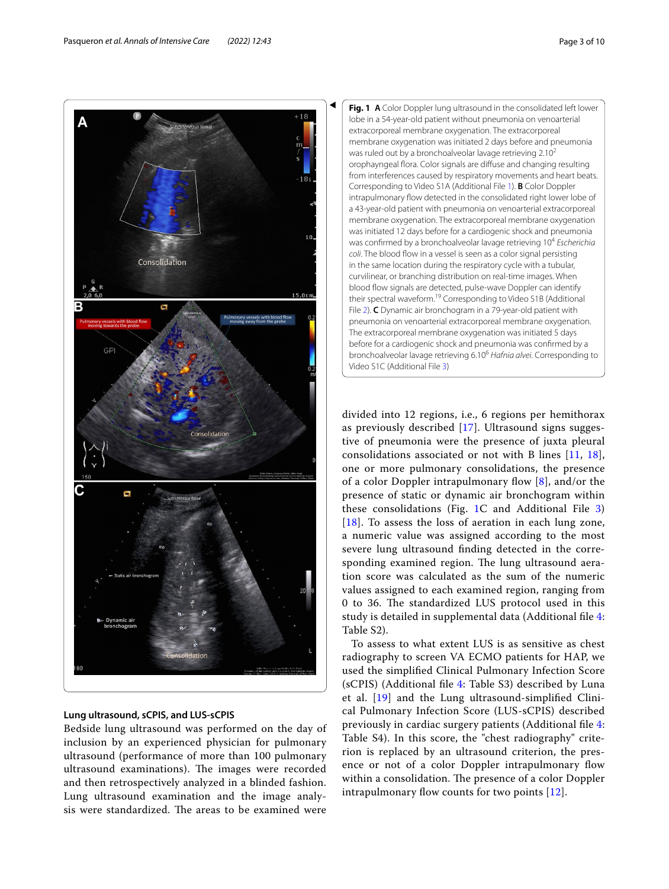**Fig. 1** **A** Color Doppler lung ultrasound in the consolidated left lower lobe in a 54-year-old patient without pneumonia on venoarterial extracorporeal membrane oxygenation. The extracorporeal membrane oxygenation was initiated 2 days before and pneumonia was ruled out by a bronchoalveolar lavage retrieving $2.10^2$ oropharyngeal flora. Color signals are diffuse and changing resulting from interferences caused by respiratory movements and heart beats. Corresponding to Video S1A (Additional File 1). **B** Color Doppler intrapulmonary flow detected in the consolidated right lower lobe of a 43-year-old patient with pneumonia on venoarterial extracorporeal membrane oxygenation. The extracorporeal membrane oxygenation was initiated 12 days before for a cardiogenic shock and pneumonia was confirmed by a bronchoalveolar lavage retrieving $10^4$ *Escherichia coli*. The blood flow in a vessel is seen as a color signal persisting in the same location during the respiratory cycle with a tubular, curvilinear, or branching distribution on real-time images. When blood flow signals are detected, pulse-wave Doppler can identify their spectral waveform.[19] Corresponding to Video S1B (Additional File 2). **C** Dynamic air bronchogram in a 79-year-old patient with pneumonia on venoarterial extracorporeal membrane oxygenation. The extracorporeal membrane oxygenation was initiated 5 days before for a cardiogenic shock and pneumonia was confirmed by a bronchoalveolar lavage retrieving $6.10^6$ *Hafnia alvei*. Corresponding to Video S1C (Additional File 3)

### Lung ultrasound, sCPIS, and LUS-sCPIS

Bedside lung ultrasound was performed on the day of inclusion by an experienced physician for pulmonary ultrasound (performance of more than 100 pulmonary ultrasound examinations). The images were recorded and then retrospectively analyzed in a blinded fashion. Lung ultrasound examination and the image analysis were standardized. The areas to be examined were divided into 12 regions, i.e., 6 regions per hemithorax as previously described [17]. Ultrasound signs suggestive of pneumonia were the presence of juxta pleural consolidations associated or not with B lines [11, 18], one or more pulmonary consolidations, the presence of a color Doppler intrapulmonary flow [8], and/or the presence of static or dynamic air bronchogram within these consolidations (Fig. 1C and Additional File 3) [18]. To assess the loss of aeration in each lung zone, a numeric value was assigned according to the most severe lung ultrasound finding detected in the corresponding examined region. The lung ultrasound aeration score was calculated as the sum of the numeric values assigned to each examined region, ranging from 0 to 36. The standardized LUS protocol used in this study is detailed in supplemental data (Additional file 4: Table S2).

To assess to what extent LUS is as sensitive as chest radiography to screen VA ECMO patients for HAP, we used the simplified Clinical Pulmonary Infection Score (sCPIS) (Additional file 4: Table S3) described by Luna et al. [19] and the Lung ultrasound-simplified Clinical Pulmonary Infection Score (LUS-sCPIS) described previously in cardiac surgery patients (Additional file 4: Table S4). In this score, the "chest radiography" criterion is replaced by an ultrasound criterion, the presence or not of a color Doppler intrapulmonary flow within a consolidation. The presence of a color Doppler intrapulmonary flow counts for two points [12].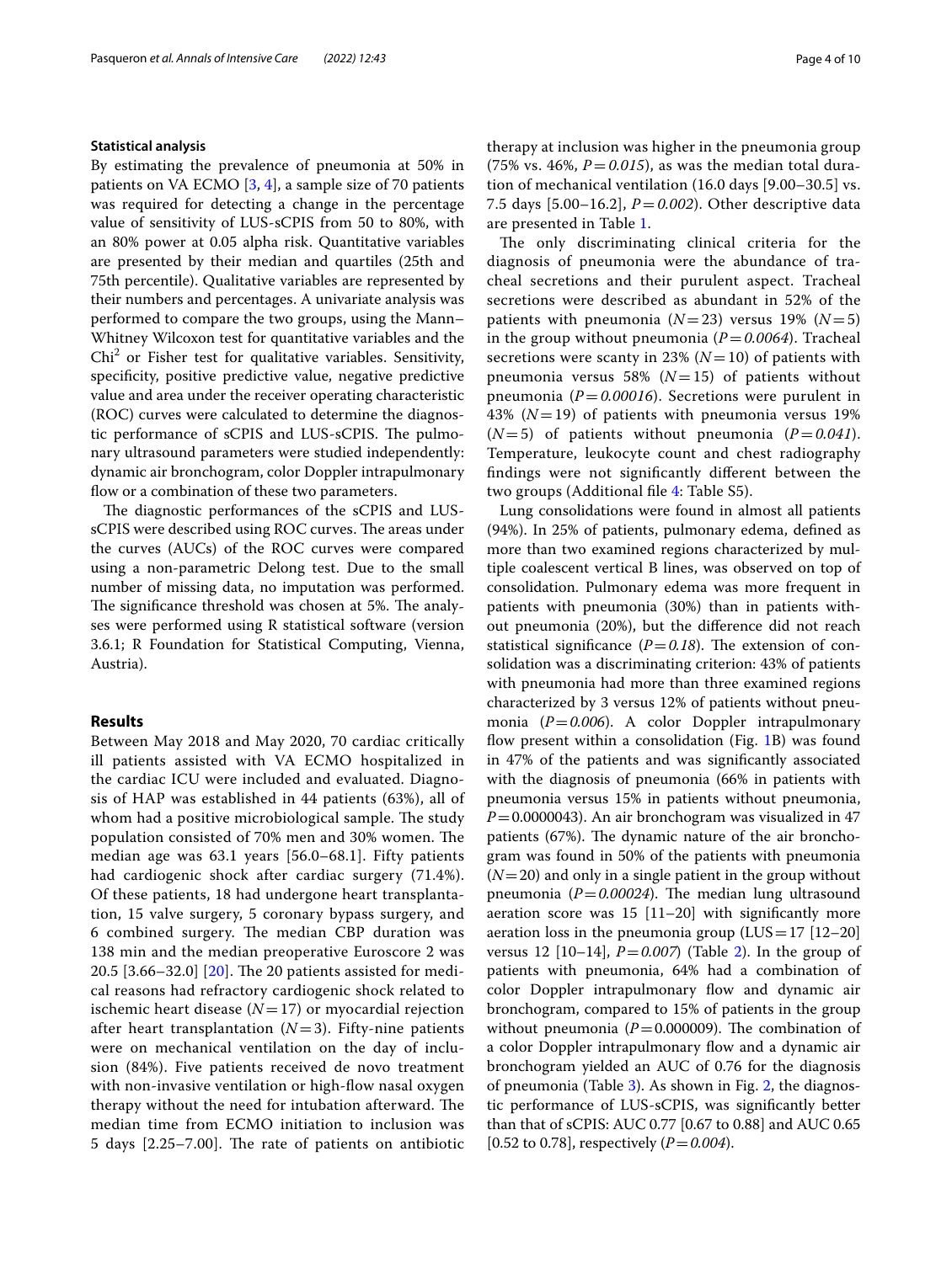### Statistical analysis

By estimating the prevalence of pneumonia at 50% in patients on VA ECMO [3, 4], a sample size of 70 patients was required for detecting a change in the percentage value of sensitivity of LUS-sCPIS from 50 to 80%, with an 80% power at 0.05 alpha risk. Quantitative variables are presented by their median and quartiles (25th and 75th percentile). Qualitative variables are represented by their numbers and percentages. A univariate analysis was performed to compare the two groups, using the Mann–Whitney Wilcoxon test for quantitative variables and the $Chi^2$ or Fisher test for qualitative variables. Sensitivity, specificity, positive predictive value, negative predictive value and area under the receiver operating characteristic (ROC) curves were calculated to determine the diagnostic performance of sCPIS and LUS-sCPIS. The pulmonary ultrasound parameters were studied independently: dynamic air bronchogram, color Doppler intrapulmonary flow or a combination of these two parameters.

The diagnostic performances of the sCPIS and LUS-sCPIS were described using ROC curves. The areas under the curves (AUCs) of the ROC curves were compared using a non-parametric Delong test. Due to the small number of missing data, no imputation was performed. The significance threshold was chosen at 5%. The analyses were performed using R statistical software (version 3.6.1; R Foundation for Statistical Computing, Vienna, Austria).

## Results

Between May 2018 and May 2020, 70 cardiac critically ill patients assisted with VA ECMO hospitalized in the cardiac ICU were included and evaluated. Diagnosis of HAP was established in 44 patients (63%), all of whom had a positive microbiological sample. The study population consisted of 70% men and 30% women. The median age was 63.1 years [56.0–68.1]. Fifty patients had cardiogenic shock after cardiac surgery (71.4%). Of these patients, 18 had undergone heart transplantation, 15 valve surgery, 5 coronary bypass surgery, and 6 combined surgery. The median CBP duration was 138 min and the median preoperative Euroscore 2 was 20.5 [3.66–32.0] [20]. The 20 patients assisted for medical reasons had refractory cardiogenic shock related to ischemic heart disease ($N=17$) or myocardial rejection after heart transplantation ($N=3$). Fifty-nine patients were on mechanical ventilation on the day of inclusion (84%). Five patients received de novo treatment with non-invasive ventilation or high-flow nasal oxygen therapy without the need for intubation afterward. The median time from ECMO initiation to inclusion was 5 days [2.25–7.00]. The rate of patients on antibiotic therapy at inclusion was higher in the pneumonia group (75% vs. 46%, $P=0.015$), as was the median total duration of mechanical ventilation (16.0 days [9.00–30.5] vs. 7.5 days [5.00–16.2], $P=0.002$). Other descriptive data are presented in Table 1.

The only discriminating clinical criteria for the diagnosis of pneumonia were the abundance of tracheal secretions and their purulent aspect. Tracheal secretions were described as abundant in 52% of the patients with pneumonia ($N=23$) versus 19% ($N=5$) in the group without pneumonia ($P=0.0064$). Tracheal secretions were scanty in 23% ($N=10$) of patients with pneumonia versus 58% ($N=15$) of patients without pneumonia ($P=0.00016$). Secretions were purulent in 43% ($N=19$) of patients with pneumonia versus 19% ($N=5$) of patients without pneumonia ($P=0.041$). Temperature, leukocyte count and chest radiography findings were not significantly different between the two groups (Additional file 4: Table S5).

Lung consolidations were found in almost all patients (94%). In 25% of patients, pulmonary edema, defined as more than two examined regions characterized by multiple coalescent vertical B lines, was observed on top of consolidation. Pulmonary edema was more frequent in patients with pneumonia (30%) than in patients without pneumonia (20%), but the difference did not reach statistical significance ($P=0.18$). The extension of consolidation was a discriminating criterion: 43% of patients with pneumonia had more than three examined regions characterized by 3 versus 12% of patients without pneumonia ($P=0.006$). A color Doppler intrapulmonary flow present within a consolidation (Fig. 1B) was found in 47% of the patients and was significantly associated with the diagnosis of pneumonia (66% in patients with pneumonia versus 15% in patients without pneumonia, $P=0.0000043$). An air bronchogram was visualized in 47 patients (67%). The dynamic nature of the air bronchogram was found in 50% of the patients with pneumonia ($N=20$) and only in a single patient in the group without pneumonia ($P=0.00024$). The median lung ultrasound aeration score was 15 [11–20] with significantly more aeration loss in the pneumonia group (LUS $=17$ [12–20] versus 12 [10–14], $P=0.007$) (Table 2). In the group of patients with pneumonia, 64% had a combination of color Doppler intrapulmonary flow and dynamic air bronchogram, compared to 15% of patients in the group without pneumonia ($P=0.000009$). The combination of a color Doppler intrapulmonary flow and a dynamic air bronchogram yielded an AUC of 0.76 for the diagnosis of pneumonia (Table 3). As shown in Fig. 2, the diagnostic performance of LUS-sCPIS, was significantly better than that of sCPIS: AUC 0.77 [0.67 to 0.88] and AUC 0.65 [0.52 to 0.78], respectively ($P=0.004$).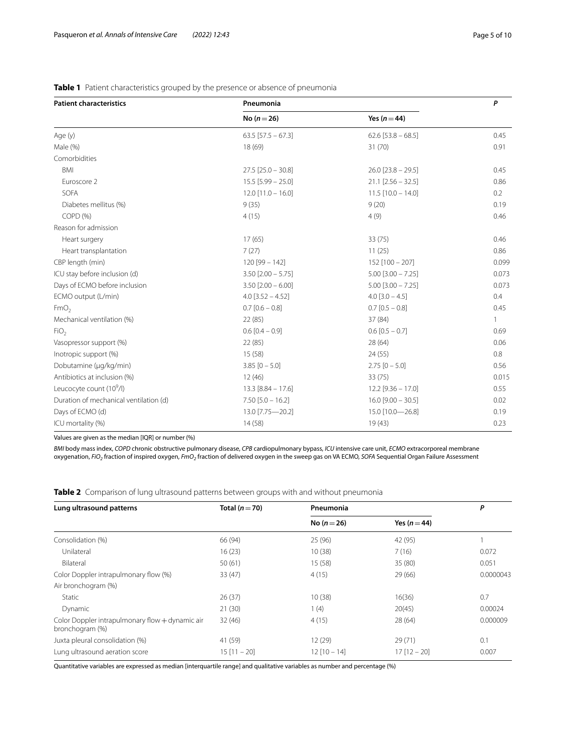**Table 1** Patient characteristics grouped by the presence or absence of pneumonia

| Patient characteristics | Pneumonia | | *P* |
|---|---|---|---|
| | No ($n=26$) | Yes ($n=44$) | |
| Age (y) | 63.5 [57.5 – 67.3] | 62.6 [53.8 – 68.5] | 0.45 |
| Male (%) | 18 (69) | 31 (70) | 0.91 |
| Comorbidities | | | |
| BMI | 27.5 [25.0 – 30.8] | 26.0 [23.8 – 29.5] | 0.45 |
| Euroscore 2 | 15.5 [5.99 – 25.0] | 21.1 [2.56 – 32.5] | 0.86 |
| SOFA | 12.0 [11.0 – 16.0] | 11.5 [10.0 – 14.0] | 0.2 |
| Diabetes mellitus (%) | 9 (35) | 9 (20) | 0.19 |
| COPD (%) | 4 (15) | 4 (9) | 0.46 |
| Reason for admission | | | |
| Heart surgery | 17 (65) | 33 (75) | 0.46 |
| Heart transplantation | 7 (27) | 11 (25) | 0.86 |
| CBP length (min) | 120 [99 – 142] | 152 [100 – 207] | 0.099 |
| ICU stay before inclusion (d) | 3.50 [2.00 – 5.75] | 5.00 [3.00 – 7.25] | 0.073 |
| Days of ECMO before inclusion | 3.50 [2.00 – 6.00] | 5.00 [3.00 – 7.25] | 0.073 |
| ECMO output (L/min) | 4.0 [3.52 – 4.52] | 4.0 [3.0 – 4.5] | 0.4 |
| $FmO_2$ | 0.7 [0.6 – 0.8] | 0.7 [0.5 – 0.8] | 0.45 |
| Mechanical ventilation (%) | 22 (85) | 37 (84) | 1 |
| $FiO_2$ | 0.6 [0.4 – 0.9] | 0.6 [0.5 – 0.7] | 0.69 |
| Vasopressor support (%) | 22 (85) | 28 (64) | 0.06 |
| Inotropic support (%) | 15 (58) | 24 (55) | 0.8 |
| Dobutamine (μg/kg/min) | 3.85 [0 – 5.0] | 2.75 [0 – 5.0] | 0.56 |
| Antibiotics at inclusion (%) | 12 (46) | 33 (75) | 0.015 |
| Leucocyte count ($10^9$/l) | 13.3 [8.84 – 17.6] | 12.2 [9.36 – 17.0] | 0.55 |
| Duration of mechanical ventilation (d) | 7.50 [5.0 – 16.2] | 16.0 [9.00 – 30.5] | 0.02 |
| Days of ECMO (d) | 13.0 [7.75—20.2] | 15.0 [10.0—26.8] | 0.19 |
| ICU mortality (%) | 14 (58) | 19 (43) | 0.23 |

Values are given as the median [IQR] or number (%)

*BMI* body mass index, *COPD* chronic obstructive pulmonary disease, *CPB* cardiopulmonary bypass, *ICU* intensive care unit, *ECMO* extracorporeal membrane oxygenation, *$FiO_2$* fraction of inspired oxygen, *$FmO_2$* fraction of delivered oxygen in the sweep gas on VA ECMO, *SOFA* Sequential Organ Failure Assessment

**Table 2** Comparison of lung ultrasound patterns between groups with and without pneumonia

| Lung ultrasound patterns | Total ($n=70$) | Pneumonia | | *P* |
|---|---|---|---|---|
| | | No ($n=26$) | Yes ($n=44$) | |
| Consolidation (%) | 66 (94) | 25 (96) | 42 (95) | 1 |
| Unilateral | 16 (23) | 10 (38) | 7 (16) | 0.072 |
| Bilateral | 50 (61) | 15 (58) | 35 (80) | 0.051 |
| Color Doppler intrapulmonary flow (%) | 33 (47) | 4 (15) | 29 (66) | 0.0000043 |
| Air bronchogram (%) | | | | |
| Static | 26 (37) | 10 (38) | 16(36) | 0.7 |
| Dynamic | 21 (30) | 1 (4) | 20(45) | 0.00024 |
| Color Doppler intrapulmonary flow + dynamic air bronchogram (%) | 32 (46) | 4 (15) | 28 (64) | 0.000009 |
| Juxta pleural consolidation (%) | 41 (59) | 12 (29) | 29 (71) | 0.1 |
| Lung ultrasound aeration score | 15 [11 – 20] | 12 [10 – 14] | 17 [12 – 20] | 0.007 |

Quantitative variables are expressed as median [interquartile range] and qualitative variables as number and percentage (%)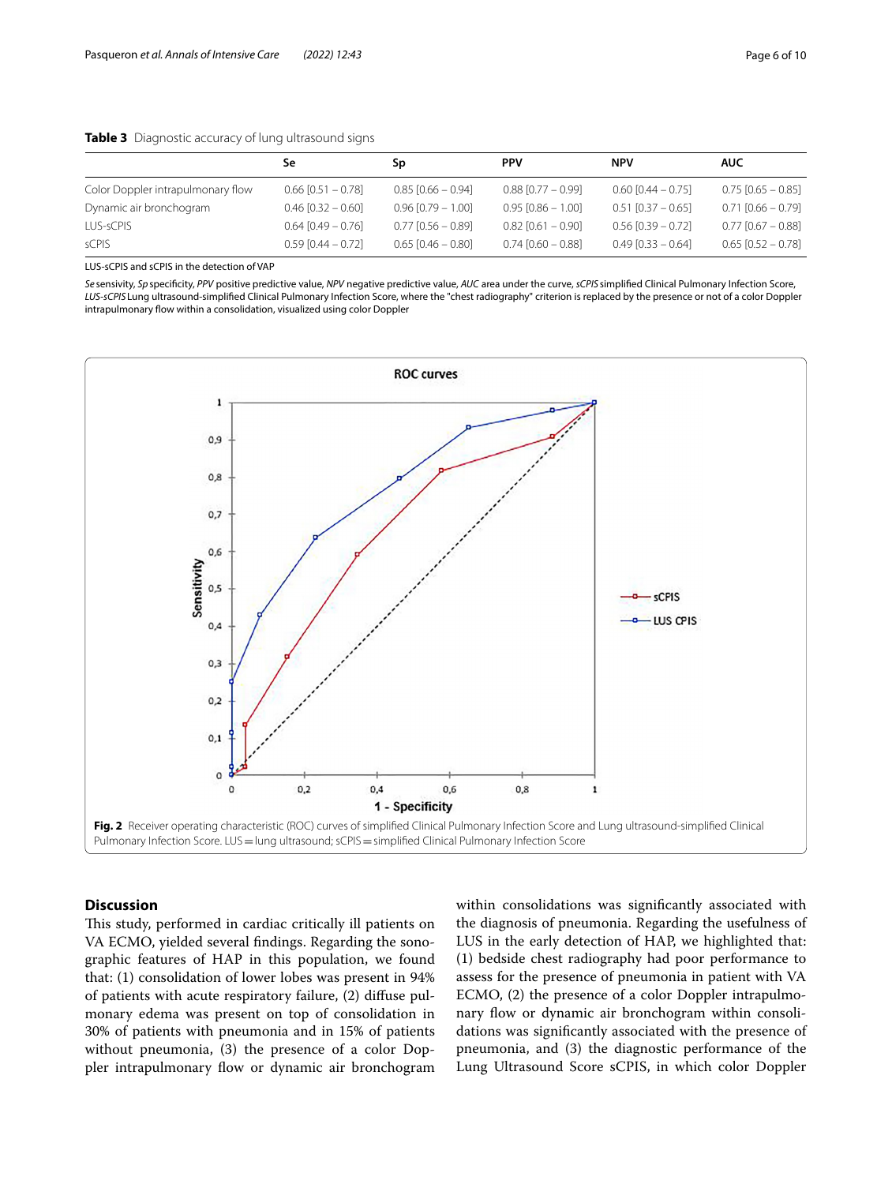**Table 3** Diagnostic accuracy of lung ultrasound signs

| | Se | Sp | PPV | NPV | AUC |
|---|---|---|---|---|---|
| Color Doppler intrapulmonary flow | 0.66 [0.51 – 0.78] | 0.85 [0.66 – 0.94] | 0.88 [0.77 – 0.99] | 0.60 [0.44 – 0.75] | 0.75 [0.65 – 0.85] |
| Dynamic air bronchogram | 0.46 [0.32 – 0.60] | 0.96 [0.79 – 1.00] | 0.95 [0.86 – 1.00] | 0.51 [0.37 – 0.65] | 0.71 [0.66 – 0.79] |
| LUS-sCPIS | 0.64 [0.49 – 0.76] | 0.77 [0.56 – 0.89] | 0.82 [0.61 – 0.90] | 0.56 [0.39 – 0.72] | 0.77 [0.67 – 0.88] |
| sCPIS | 0.59 [0.44 – 0.72] | 0.65 [0.46 – 0.80] | 0.74 [0.60 – 0.88] | 0.49 [0.33 – 0.64] | 0.65 [0.52 – 0.78] |

LUS-sCPIS and sCPIS in the detection of VAP

*Se* sensivity, *Sp* specificity, *PPV* positive predictive value, *NPV* negative predictive value, *AUC* area under the curve, *sCPIS* simplified Clinical Pulmonary Infection Score, *LUS-sCPIS* Lung ultrasound-simplified Clinical Pulmonary Infection Score, where the "chest radiography" criterion is replaced by the presence or not of a color Doppler intrapulmonary flow within a consolidation, visualized using color Doppler

**Fig. 2** Receiver operating characteristic (ROC) curves of simplified Clinical Pulmonary Infection Score and Lung ultrasound-simplified Clinical Pulmonary Infection Score. LUS = lung ultrasound; sCPIS = simplified Clinical Pulmonary Infection Score

## Discussion

This study, performed in cardiac critically ill patients on VA ECMO, yielded several findings. Regarding the sonographic features of HAP in this population, we found that: (1) consolidation of lower lobes was present in 94% of patients with acute respiratory failure, (2) diffuse pulmonary edema was present on top of consolidation in 30% of patients with pneumonia and in 15% of patients without pneumonia, (3) the presence of a color Doppler intrapulmonary flow or dynamic air bronchogram within consolidations was significantly associated with the diagnosis of pneumonia. Regarding the usefulness of LUS in the early detection of HAP, we highlighted that: (1) bedside chest radiography had poor performance to assess for the presence of pneumonia in patient with VA ECMO, (2) the presence of a color Doppler intrapulmonary flow or dynamic air bronchogram within consolidations was significantly associated with the presence of pneumonia, and (3) the diagnostic performance of the Lung Ultrasound Score sCPIS, in which color Doppler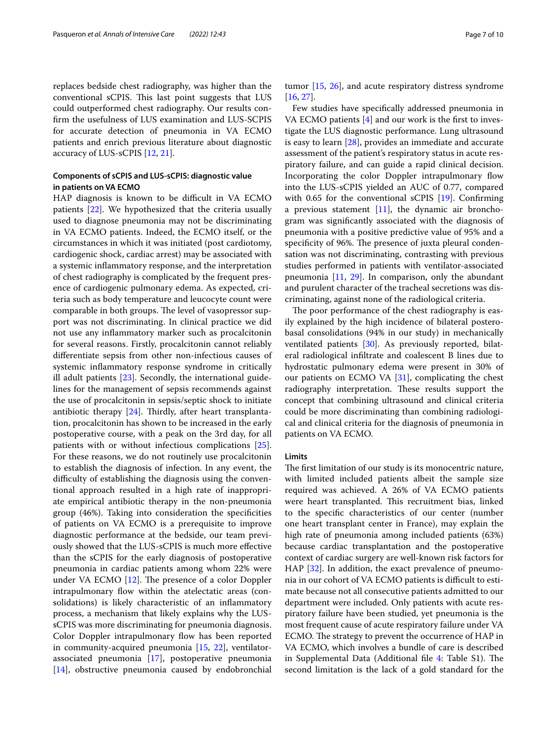replaces bedside chest radiography, was higher than the conventional sCPIS. This last point suggests that LUS could outperformed chest radiography. Our results confirm the usefulness of LUS examination and LUS-SCPIS for accurate detection of pneumonia in VA ECMO patients and enrich previous literature about diagnostic accuracy of LUS-sCPIS [12, 21].

### Components of sCPIS and LUS-sCPIS: diagnostic value in patients on VA ECMO

HAP diagnosis is known to be difficult in VA ECMO patients [22]. We hypothesized that the criteria usually used to diagnose pneumonia may not be discriminating in VA ECMO patients. Indeed, the ECMO itself, or the circumstances in which it was initiated (post cardiotomy, cardiogenic shock, cardiac arrest) may be associated with a systemic inflammatory response, and the interpretation of chest radiography is complicated by the frequent presence of cardiogenic pulmonary edema. As expected, criteria such as body temperature and leucocyte count were comparable in both groups. The level of vasopressor support was not discriminating. In clinical practice we did not use any inflammatory marker such as procalcitonin for several reasons. Firstly, procalcitonin cannot reliably differentiate sepsis from other non-infectious causes of systemic inflammatory response syndrome in critically ill adult patients [23]. Secondly, the international guidelines for the management of sepsis recommends against the use of procalcitonin in sepsis/septic shock to initiate antibiotic therapy [24]. Thirdly, after heart transplantation, procalcitonin has shown to be increased in the early postoperative course, with a peak on the 3rd day, for all patients with or without infectious complications [25]. For these reasons, we do not routinely use procalcitonin to establish the diagnosis of infection. In any event, the difficulty of establishing the diagnosis using the conventional approach resulted in a high rate of inappropriate empirical antibiotic therapy in the non-pneumonia group (46%). Taking into consideration the specificities of patients on VA ECMO is a prerequisite to improve diagnostic performance at the bedside, our team previously showed that the LUS-sCPIS is much more effective than the sCPIS for the early diagnosis of postoperative pneumonia in cardiac patients among whom 22% were under VA ECMO [12]. The presence of a color Doppler intrapulmonary flow within the atelectatic areas (consolidations) is likely characteristic of an inflammatory process, a mechanism that likely explains why the LUS-sCPIS was more discriminating for pneumonia diagnosis. Color Doppler intrapulmonary flow has been reported in community-acquired pneumonia [15, 22], ventilator-associated pneumonia [17], postoperative pneumonia [14], obstructive pneumonia caused by endobronchial tumor [15, 26], and acute respiratory distress syndrome [16, 27].

Few studies have specifically addressed pneumonia in VA ECMO patients [4] and our work is the first to investigate the LUS diagnostic performance. Lung ultrasound is easy to learn [28], provides an immediate and accurate assessment of the patient's respiratory status in acute respiratory failure, and can guide a rapid clinical decision. Incorporating the color Doppler intrapulmonary flow into the LUS-sCPIS yielded an AUC of 0.77, compared with 0.65 for the conventional sCPIS [19]. Confirming a previous statement [11], the dynamic air bronchogram was significantly associated with the diagnosis of pneumonia with a positive predictive value of 95% and a specificity of 96%. The presence of juxta pleural condensation was not discriminating, contrasting with previous studies performed in patients with ventilator-associated pneumonia [11, 29]. In comparison, only the abundant and purulent character of the tracheal secretions was discriminating, against none of the radiological criteria.

The poor performance of the chest radiography is easily explained by the high incidence of bilateral posterobasal consolidations (94% in our study) in mechanically ventilated patients [30]. As previously reported, bilateral radiological infiltrate and coalescent B lines due to hydrostatic pulmonary edema were present in 30% of our patients on ECMO VA [31], complicating the chest radiography interpretation. These results support the concept that combining ultrasound and clinical criteria could be more discriminating than combining radiological and clinical criteria for the diagnosis of pneumonia in patients on VA ECMO.

### Limits

The first limitation of our study is its monocentric nature, with limited included patients albeit the sample size required was achieved. A 26% of VA ECMO patients were heart transplanted. This recruitment bias, linked to the specific characteristics of our center (number one heart transplant center in France), may explain the high rate of pneumonia among included patients (63%) because cardiac transplantation and the postoperative context of cardiac surgery are well-known risk factors for HAP [32]. In addition, the exact prevalence of pneumonia in our cohort of VA ECMO patients is difficult to estimate because not all consecutive patients admitted to our department were included. Only patients with acute respiratory failure have been studied, yet pneumonia is the most frequent cause of acute respiratory failure under VA ECMO. The strategy to prevent the occurrence of HAP in VA ECMO, which involves a bundle of care is described in Supplemental Data (Additional file 4: Table S1). The second limitation is the lack of a gold standard for the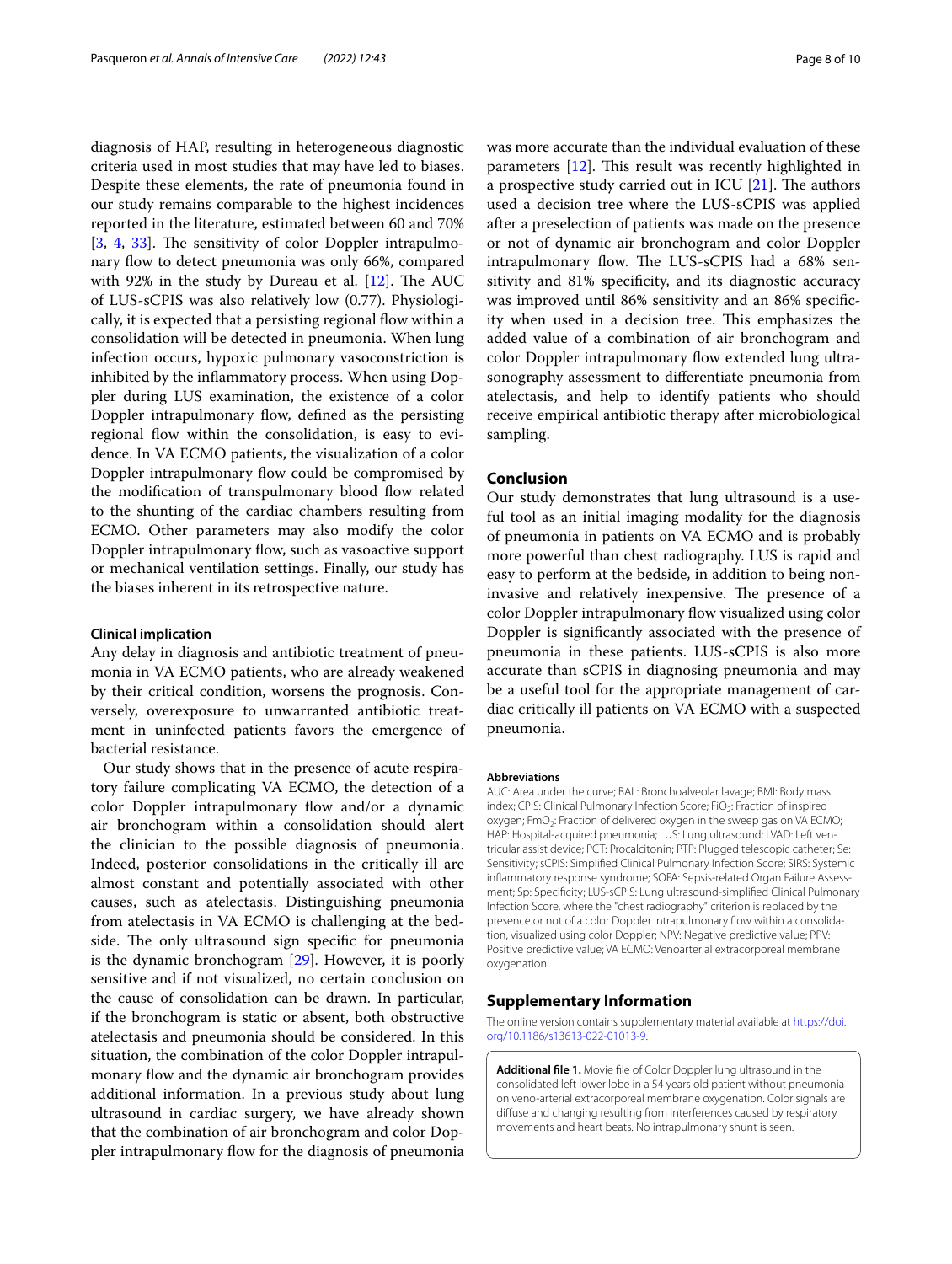diagnosis of HAP, resulting in heterogeneous diagnostic criteria used in most studies that may have led to biases. Despite these elements, the rate of pneumonia found in our study remains comparable to the highest incidences reported in the literature, estimated between 60 and 70% [3, 4, 33]. The sensitivity of color Doppler intrapulmonary flow to detect pneumonia was only 66%, compared with 92% in the study by Dureau et al. [12]. The AUC of LUS-sCPIS was also relatively low (0.77). Physiologically, it is expected that a persisting regional flow within a consolidation will be detected in pneumonia. When lung infection occurs, hypoxic pulmonary vasoconstriction is inhibited by the inflammatory process. When using Doppler during LUS examination, the existence of a color Doppler intrapulmonary flow, defined as the persisting regional flow within the consolidation, is easy to evidence. In VA ECMO patients, the visualization of a color Doppler intrapulmonary flow could be compromised by the modification of transpulmonary blood flow related to the shunting of the cardiac chambers resulting from ECMO. Other parameters may also modify the color Doppler intrapulmonary flow, such as vasoactive support or mechanical ventilation settings. Finally, our study has the biases inherent in its retrospective nature.

#### Clinical implication

Any delay in diagnosis and antibiotic treatment of pneumonia in VA ECMO patients, who are already weakened by their critical condition, worsens the prognosis. Conversely, overexposure to unwarranted antibiotic treatment in uninfected patients favors the emergence of bacterial resistance.

Our study shows that in the presence of acute respiratory failure complicating VA ECMO, the detection of a color Doppler intrapulmonary flow and/or a dynamic air bronchogram within a consolidation should alert the clinician to the possible diagnosis of pneumonia. Indeed, posterior consolidations in the critically ill are almost constant and potentially associated with other causes, such as atelectasis. Distinguishing pneumonia from atelectasis in VA ECMO is challenging at the bedside. The only ultrasound sign specific for pneumonia is the dynamic bronchogram [29]. However, it is poorly sensitive and if not visualized, no certain conclusion on the cause of consolidation can be drawn. In particular, if the bronchogram is static or absent, both obstructive atelectasis and pneumonia should be considered. In this situation, the combination of the color Doppler intrapulmonary flow and the dynamic air bronchogram provides additional information. In a previous study about lung ultrasound in cardiac surgery, we have already shown that the combination of air bronchogram and color Doppler intrapulmonary flow for the diagnosis of pneumonia was more accurate than the individual evaluation of these parameters [12]. This result was recently highlighted in a prospective study carried out in ICU [21]. The authors used a decision tree where the LUS-sCPIS was applied after a preselection of patients was made on the presence or not of dynamic air bronchogram and color Doppler intrapulmonary flow. The LUS-sCPIS had a 68% sensitivity and 81% specificity, and its diagnostic accuracy was improved until 86% sensitivity and an 86% specificity when used in a decision tree. This emphasizes the added value of a combination of air bronchogram and color Doppler intrapulmonary flow extended lung ultrasonography assessment to differentiate pneumonia from atelectasis, and help to identify patients who should receive empirical antibiotic therapy after microbiological sampling.

## Conclusion

Our study demonstrates that lung ultrasound is a useful tool as an initial imaging modality for the diagnosis of pneumonia in patients on VA ECMO and is probably more powerful than chest radiography. LUS is rapid and easy to perform at the bedside, in addition to being non-invasive and relatively inexpensive. The presence of a color Doppler intrapulmonary flow visualized using color Doppler is significantly associated with the presence of pneumonia in these patients. LUS-sCPIS is also more accurate than sCPIS in diagnosing pneumonia and may be a useful tool for the appropriate management of cardiac critically ill patients on VA ECMO with a suspected pneumonia.

#### Abbreviations

AUC: Area under the curve; BAL: Bronchoalveolar lavage; BMI: Body mass index; CPIS: Clinical Pulmonary Infection Score; $FiO_2$: Fraction of inspired oxygen; $FmO_2$: Fraction of delivered oxygen in the sweep gas on VA ECMO; HAP: Hospital-acquired pneumonia; LUS: Lung ultrasound; LVAD: Left ventricular assist device; PCT: Procalcitonin; PTP: Plugged telescopic catheter; Se: Sensitivity; sCPIS: Simplified Clinical Pulmonary Infection Score; SIRS: Systemic inflammatory response syndrome; SOFA: Sepsis-related Organ Failure Assessment; Sp: Specificity; LUS-sCPIS: Lung ultrasound-simplified Clinical Pulmonary Infection Score, where the "chest radiography" criterion is replaced by the presence or not of a color Doppler intrapulmonary flow within a consolidation, visualized using color Doppler; NPV: Negative predictive value; PPV: Positive predictive value; VA ECMO: Venoarterial extracorporeal membrane oxygenation.

## Supplementary Information

The online version contains supplementary material available at https://doi.org/10.1186/s13613-022-01013-9.

**Additional file 1.** Movie file of Color Doppler lung ultrasound in the consolidated left lower lobe in a 54 years old patient without pneumonia on veno-arterial extracorporeal membrane oxygenation. Color signals are diffuse and changing resulting from interferences caused by respiratory movements and heart beats. No intrapulmonary shunt is seen.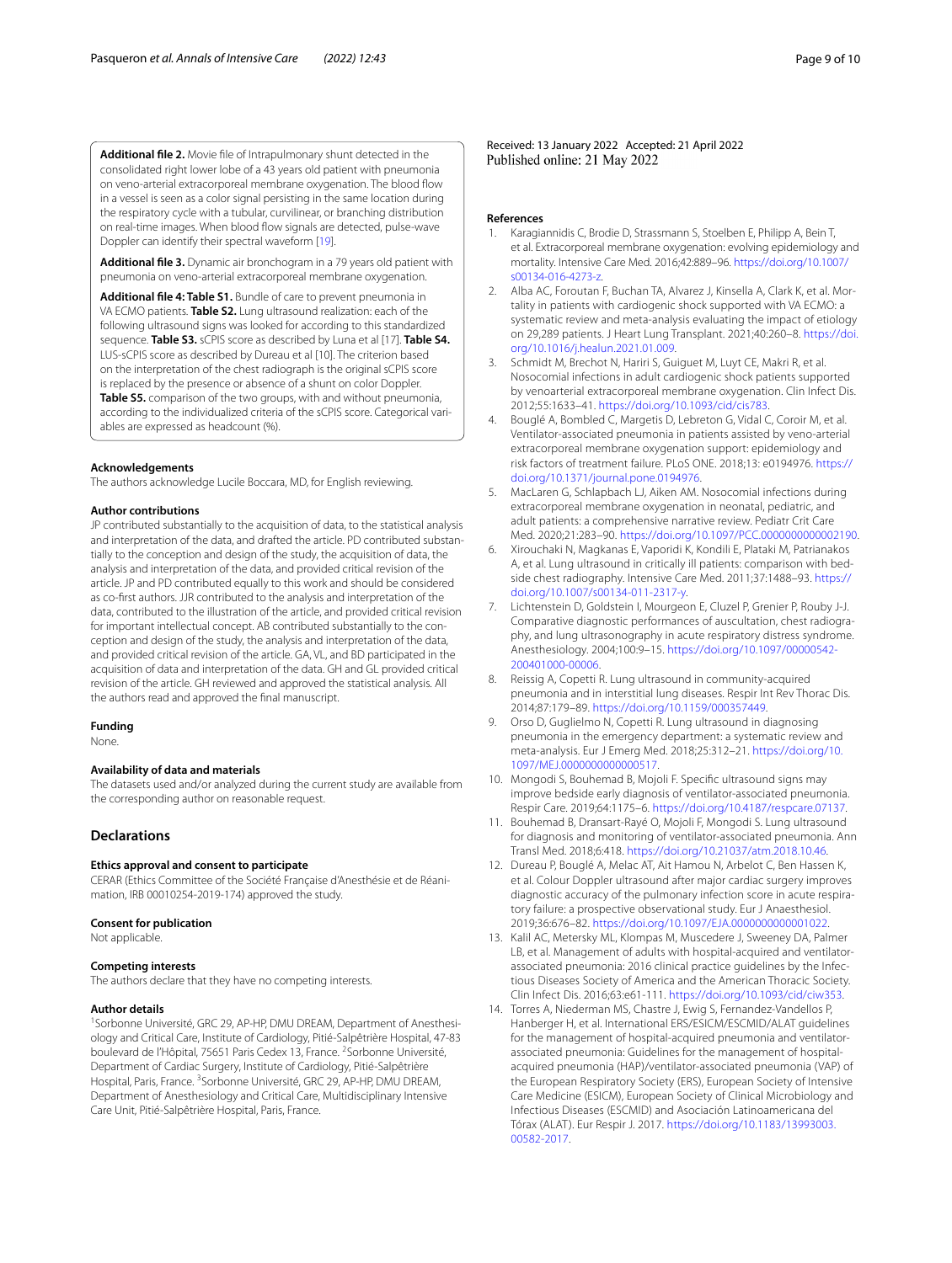**Additional file 2.** Movie file of Intrapulmonary shunt detected in the consolidated right lower lobe of a 43 years old patient with pneumonia on veno-arterial extracorporeal membrane oxygenation. The blood flow in a vessel is seen as a color signal persisting in the same location during the respiratory cycle with a tubular, curvilinear, or branching distribution on real-time images. When blood flow signals are detected, pulse-wave Doppler can identify their spectral waveform [19].

**Additional file 3.** Dynamic air bronchogram in a 79 years old patient with pneumonia on veno-arterial extracorporeal membrane oxygenation.

**Additional file 4: Table S1.** Bundle of care to prevent pneumonia in VA ECMO patients. **Table S2.** Lung ultrasound realization: each of the following ultrasound signs was looked for according to this standardized sequence. **Table S3.** sCPIS score as described by Luna et al [17]. **Table S4.** LUS-sCPIS score as described by Dureau et al [10]. The criterion based on the interpretation of the chest radiograph is the original sCPIS score is replaced by the presence or absence of a shunt on color Doppler. **Table S5.** comparison of the two groups, with and without pneumonia, according to the individualized criteria of the sCPIS score. Categorical variables are expressed as headcount (%).

### Acknowledgements

The authors acknowledge Lucile Boccara, MD, for English reviewing.

### Author contributions

JP contributed substantially to the acquisition of data, to the statistical analysis and interpretation of the data, and drafted the article. PD contributed substantially to the conception and design of the study, the acquisition of data, the analysis and interpretation of the data, and provided critical revision of the article. JP and PD contributed equally to this work and should be considered as co-first authors. JJR contributed to the analysis and interpretation of the data, contributed to the illustration of the article, and provided critical revision for important intellectual concept. AB contributed substantially to the conception and design of the study, the analysis and interpretation of the data, and provided critical revision of the article. GA, VL, and BD participated in the acquisition of data and interpretation of the data. GH and GL provided critical revision of the article. GH reviewed and approved the statistical analysis. All the authors read and approved the final manuscript.

### Funding

None.

### Availability of data and materials

The datasets used and/or analyzed during the current study are available from the corresponding author on reasonable request.

## Declarations

### Ethics approval and consent to participate

CERAR (Ethics Committee of the Société Française d'Anesthésie et de Réanimation, IRB 00010254-2019-174) approved the study.

### Consent for publication

Not applicable.

### Competing interests

The authors declare that they have no competing interests.

### Author details

[1] Sorbonne Université, GRC 29, AP-HP, DMU DREAM, Department of Anesthesiology and Critical Care, Institute of Cardiology, Pitié-Salpêtrière Hospital, 47-83 boulevard de l'Hôpital, 75651 Paris Cedex 13, France. [2] Sorbonne Université, Department of Cardiac Surgery, Institute of Cardiology, Pitié-Salpêtrière Hospital, Paris, France. [3] Sorbonne Université, GRC 29, AP-HP, DMU DREAM, Department of Anesthesiology and Critical Care, Multidisciplinary Intensive Care Unit, Pitié-Salpêtrière Hospital, Paris, France.

Received: 13 January 2022 Accepted: 21 April 2022
Published online: 21 May 2022

### References

1. Karagiannidis C, Brodie D, Strassmann S, Stoelben E, Philipp A, Bein T, et al. Extracorporeal membrane oxygenation: evolving epidemiology and mortality. Intensive Care Med. 2016;42:889–96. https://doi.org/10.1007/s00134-016-4273-z.
2. Alba AC, Foroutan F, Buchan TA, Alvarez J, Kinsella A, Clark K, et al. Mortality in patients with cardiogenic shock supported with VA ECMO: a systematic review and meta-analysis evaluating the impact of etiology on 29,289 patients. J Heart Lung Transplant. 2021;40:260–8. https://doi.org/10.1016/j.healun.2021.01.009.
3. Schmidt M, Brechot N, Hariri S, Guiguet M, Luyt CE, Makri R, et al. Nosocomial infections in adult cardiogenic shock patients supported by venoarterial extracorporeal membrane oxygenation. Clin Infect Dis. 2012;55:1633–41. https://doi.org/10.1093/cid/cis783.
4. Bouglé A, Bombled C, Margetis D, Lebreton G, Vidal C, Coroir M, et al. Ventilator-associated pneumonia in patients assisted by veno-arterial extracorporeal membrane oxygenation support: epidemiology and risk factors of treatment failure. PLoS ONE. 2018;13: e0194976. https://doi.org/10.1371/journal.pone.0194976.
5. MacLaren G, Schlapbach LJ, Aiken AM. Nosocomial infections during extracorporeal membrane oxygenation in neonatal, pediatric, and adult patients: a comprehensive narrative review. Pediatr Crit Care Med. 2020;21:283–90. https://doi.org/10.1097/PCC.0000000000002190.
6. Xirouchaki N, Magkanas E, Vaporidi K, Kondili E, Plataki M, Patrianakos A, et al. Lung ultrasound in critically ill patients: comparison with bedside chest radiography. Intensive Care Med. 2011;37:1488–93. https://doi.org/10.1007/s00134-011-2317-y.
7. Lichtenstein D, Goldstein I, Mourgeon E, Cluzel P, Grenier P, Rouby J-J. Comparative diagnostic performances of auscultation, chest radiography, and lung ultrasonography in acute respiratory distress syndrome. Anesthesiology. 2004;100:9–15. https://doi.org/10.1097/00000542-200401000-00006.
8. Reissig A, Copetti R. Lung ultrasound in community-acquired pneumonia and in interstitial lung diseases. Respir Int Rev Thorac Dis. 2014;87:179–89. https://doi.org/10.1159/000357449.
9. Orso D, Guglielmo N, Copetti R. Lung ultrasound in diagnosing pneumonia in the emergency department: a systematic review and meta-analysis. Eur J Emerg Med. 2018;25:312–21. https://doi.org/10.1097/MEJ.0000000000000517.
10. Mongodi S, Bouhemad B, Mojoli F. Specific ultrasound signs may improve bedside early diagnosis of ventilator-associated pneumonia. Respir Care. 2019;64:1175–6. https://doi.org/10.4187/respcare.07137.
11. Bouhemad B, Dransart-Rayé O, Mojoli F, Mongodi S. Lung ultrasound for diagnosis and monitoring of ventilator-associated pneumonia. Ann Transl Med. 2018;6:418. https://doi.org/10.21037/atm.2018.10.46.
12. Dureau P, Bouglé A, Melac AT, Ait Hamou N, Arbelot C, Ben Hassen K, et al. Colour Doppler ultrasound after major cardiac surgery improves diagnostic accuracy of the pulmonary infection score in acute respiratory failure: a prospective observational study. Eur J Anaesthesiol. 2019;36:676–82. https://doi.org/10.1097/EJA.0000000000001022.
13. Kalil AC, Metersky ML, Klompas M, Muscedere J, Sweeney DA, Palmer LB, et al. Management of adults with hospital-acquired and ventilator-associated pneumonia: 2016 clinical practice guidelines by the Infectious Diseases Society of America and the American Thoracic Society. Clin Infect Dis. 2016;63:e61-111. https://doi.org/10.1093/cid/ciw353.
14. Torres A, Niederman MS, Chastre J, Ewig S, Fernandez-Vandellos P, Hanberger H, et al. International ERS/ESICM/ESCMID/ALAT guidelines for the management of hospital-acquired pneumonia and ventilator-associated pneumonia: Guidelines for the management of hospital-acquired pneumonia (HAP)/ventilator-associated pneumonia (VAP) of the European Respiratory Society (ERS), European Society of Intensive Care Medicine (ESICM), European Society of Clinical Microbiology and Infectious Diseases (ESCMID) and Asociación Latinoamericana del Tórax (ALAT). Eur Respir J. 2017. https://doi.org/10.1183/13993003.00582-2017.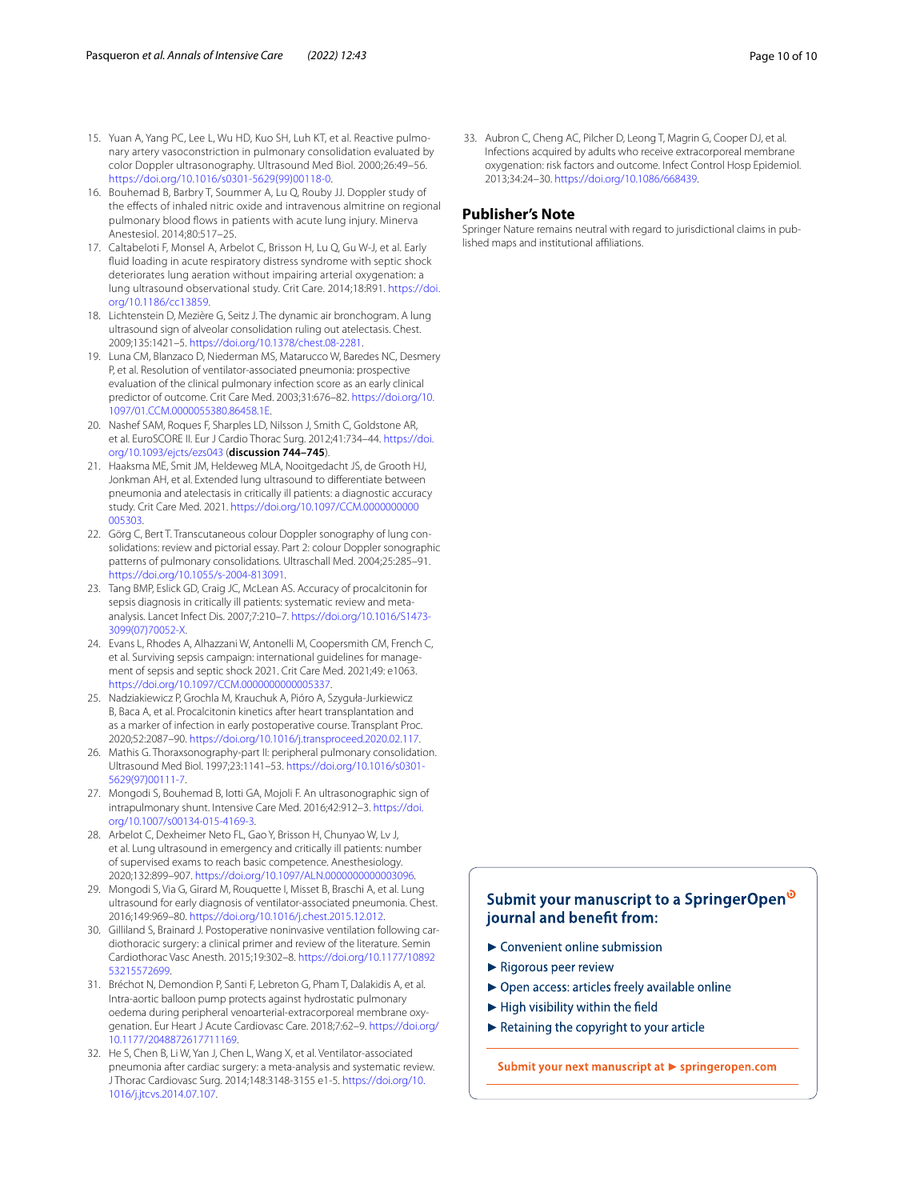15. Yuan A, Yang PC, Lee L, Wu HD, Kuo SH, Luh KT, et al. Reactive pulmonary artery vasoconstriction in pulmonary consolidation evaluated by color Doppler ultrasonography. Ultrasound Med Biol. 2000;26:49–56. https://doi.org/10.1016/s0301-5629(99)00118-0.
16. Bouhemad B, Barbry T, Soummer A, Lu Q, Rouby JJ. Doppler study of the effects of inhaled nitric oxide and intravenous almitrine on regional pulmonary blood flows in patients with acute lung injury. Minerva Anestesiol. 2014;80:517–25.
17. Caltabeloti F, Monsel A, Arbelot C, Brisson H, Lu Q, Gu W-J, et al. Early fluid loading in acute respiratory distress syndrome with septic shock deteriorates lung aeration without impairing arterial oxygenation: a lung ultrasound observational study. Crit Care. 2014;18:R91. https://doi.org/10.1186/cc13859.
18. Lichtenstein D, Mezière G, Seitz J. The dynamic air bronchogram. A lung ultrasound sign of alveolar consolidation ruling out atelectasis. Chest. 2009;135:1421–5. https://doi.org/10.1378/chest.08-2281.
19. Luna CM, Blanzaco D, Niederman MS, Matarucco W, Baredes NC, Desmery P, et al. Resolution of ventilator-associated pneumonia: prospective evaluation of the clinical pulmonary infection score as an early clinical predictor of outcome. Crit Care Med. 2003;31:676–82. https://doi.org/10.1097/01.CCM.0000055380.86458.1E.
20. Nashef SAM, Roques F, Sharples LD, Nilsson J, Smith C, Goldstone AR, et al. EuroSCORE II. Eur J Cardio Thorac Surg. 2012;41:734–44. https://doi.org/10.1093/ejcts/ezs043 (**discussion 744–745**).
21. Haaksma ME, Smit JM, Heldeweg MLA, Nooitgedacht JS, de Grooth HJ, Jonkman AH, et al. Extended lung ultrasound to differentiate between pneumonia and atelectasis in critically ill patients: a diagnostic accuracy study. Crit Care Med. 2021. https://doi.org/10.1097/CCM.0000000000005303.
22. Görg C, Bert T. Transcutaneous colour Doppler sonography of lung consolidations: review and pictorial essay. Part 2: colour Doppler sonographic patterns of pulmonary consolidations. Ultraschall Med. 2004;25:285–91. https://doi.org/10.1055/s-2004-813091.
23. Tang BMP, Eslick GD, Craig JC, McLean AS. Accuracy of procalcitonin for sepsis diagnosis in critically ill patients: systematic review and meta-analysis. Lancet Infect Dis. 2007;7:210–7. https://doi.org/10.1016/S1473-3099(07)70052-X.
24. Evans L, Rhodes A, Alhazzani W, Antonelli M, Coopersmith CM, French C, et al. Surviving sepsis campaign: international guidelines for management of sepsis and septic shock 2021. Crit Care Med. 2021;49: e1063. https://doi.org/10.1097/CCM.0000000000005337.
25. Nadziakiewicz P, Grochla M, Krauchuk A, Pióro A, Szyguła-Jurkiewicz B, Baca A, et al. Procalcitonin kinetics after heart transplantation and as a marker of infection in early postoperative course. Transplant Proc. 2020;52:2087–90. https://doi.org/10.1016/j.transproceed.2020.02.117.
26. Mathis G. Thoraxsonography-part II: peripheral pulmonary consolidation. Ultrasound Med Biol. 1997;23:1141–53. https://doi.org/10.1016/s0301-5629(97)00111-7.
27. Mongodi S, Bouhemad B, Iotti GA, Mojoli F. An ultrasonographic sign of intrapulmonary shunt. Intensive Care Med. 2016;42:912–3. https://doi.org/10.1007/s00134-015-4169-3.
28. Arbelot C, Dexheimer Neto FL, Gao Y, Brisson H, Chunyao W, Lv J, et al. Lung ultrasound in emergency and critically ill patients: number of supervised exams to reach basic competence. Anesthesiology. 2020;132:899–907. https://doi.org/10.1097/ALN.0000000000003096.
29. Mongodi S, Via G, Girard M, Rouquette I, Misset B, Braschi A, et al. Lung ultrasound for early diagnosis of ventilator-associated pneumonia. Chest. 2016;149:969–80. https://doi.org/10.1016/j.chest.2015.12.012.
30. Gilliland S, Brainard J. Postoperative noninvasive ventilation following cardiothoracic surgery: a clinical primer and review of the literature. Semin Cardiothorac Vasc Anesth. 2015;19:302–8. https://doi.org/10.1177/1089253215572699.
31. Bréchot N, Demondion P, Santi F, Lebreton G, Pham T, Dalakidis A, et al. Intra-aortic balloon pump protects against hydrostatic pulmonary oedema during peripheral venoarterial-extracorporeal membrane oxygenation. Eur Heart J Acute Cardiovasc Care. 2018;7:62–9. https://doi.org/10.1177/2048872617711169.
32. He S, Chen B, Li W, Yan J, Chen L, Wang X, et al. Ventilator-associated pneumonia after cardiac surgery: a meta-analysis and systematic review. J Thorac Cardiovasc Surg. 2014;148:3148-3155 e1-5. https://doi.org/10.1016/j.jtcvs.2014.07.107.
33. Aubron C, Cheng AC, Pilcher D, Leong T, Magrin G, Cooper DJ, et al. Infections acquired by adults who receive extracorporeal membrane oxygenation: risk factors and outcome. Infect Control Hosp Epidemiol. 2013;34:24–30. https://doi.org/10.1086/668439.

## Publisher's Note

Springer Nature remains neutral with regard to jurisdictional claims in published maps and institutional affiliations.

**Submit your manuscript to a SpringerOpen journal and benefit from:**

- ► Convenient online submission
- ► Rigorous peer review
- ► Open access: articles freely available online
- ► High visibility within the field
- ► Retaining the copyright to your article

**Submit your next manuscript at ► springeropen.com**